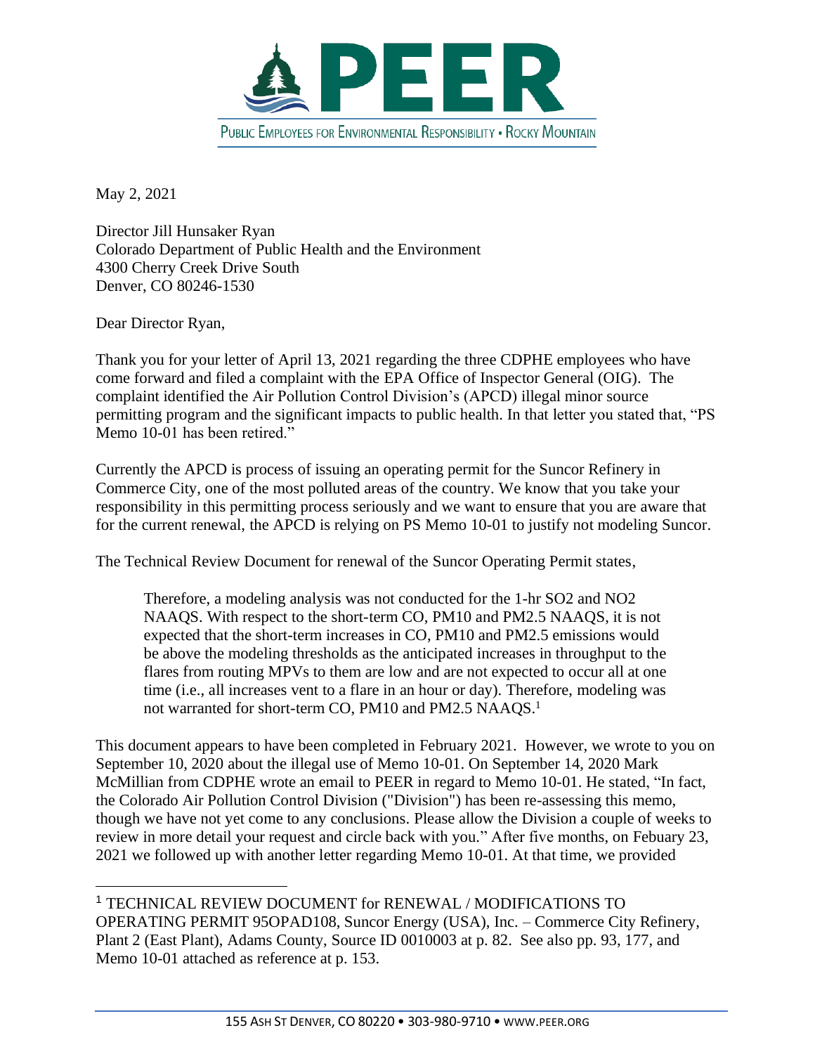# PEER

PUBLIC EMPLOYEES FOR ENVIRONMENTAL RESPONSIBILITY • ROCKY MOUNTAIN

May 2, 2021

Director Jill Hunsaker Ryan
Colorado Department of Public Health and the Environment
4300 Cherry Creek Drive South
Denver, CO 80246-1530

Dear Director Ryan,

Thank you for your letter of April 13, 2021 regarding the three CDPHE employees who have come forward and filed a complaint with the EPA Office of Inspector General (OIG). The complaint identified the Air Pollution Control Division's (APCD) illegal minor source permitting program and the significant impacts to public health. In that letter you stated that, "PS Memo 10-01 has been retired."

Currently the APCD is process of issuing an operating permit for the Suncor Refinery in Commerce City, one of the most polluted areas of the country. We know that you take your responsibility in this permitting process seriously and we want to ensure that you are aware that for the current renewal, the APCD is relying on PS Memo 10-01 to justify not modeling Suncor.

The Technical Review Document for renewal of the Suncor Operating Permit states,

> Therefore, a modeling analysis was not conducted for the 1-hr SO2 and NO2 NAAQS. With respect to the short-term CO, PM10 and PM2.5 NAAQS, it is not expected that the short-term increases in CO, PM10 and PM2.5 emissions would be above the modeling thresholds as the anticipated increases in throughput to the flares from routing MPVs to them are low and are not expected to occur all at one time (i.e., all increases vent to a flare in an hour or day). Therefore, modeling was not warranted for short-term CO, PM10 and PM2.5 NAAQS.[1]

This document appears to have been completed in February 2021. However, we wrote to you on September 10, 2020 about the illegal use of Memo 10-01. On September 14, 2020 Mark McMillian from CDPHE wrote an email to PEER in regard to Memo 10-01. He stated, "In fact, the Colorado Air Pollution Control Division ("Division") has been re-assessing this memo, though we have not yet come to any conclusions. Please allow the Division a couple of weeks to review in more detail your request and circle back with you." After five months, on Febuary 23, 2021 we followed up with another letter regarding Memo 10-01. At that time, we provided

---

[1] TECHNICAL REVIEW DOCUMENT for RENEWAL / MODIFICATIONS TO OPERATING PERMIT 95OPAD108, Suncor Energy (USA), Inc. – Commerce City Refinery, Plant 2 (East Plant), Adams County, Source ID 0010003 at p. 82. See also pp. 93, 177, and Memo 10-01 attached as reference at p. 153.

155 ASH ST DENVER, CO 80220 • 303-980-9710 • WWW.PEER.ORG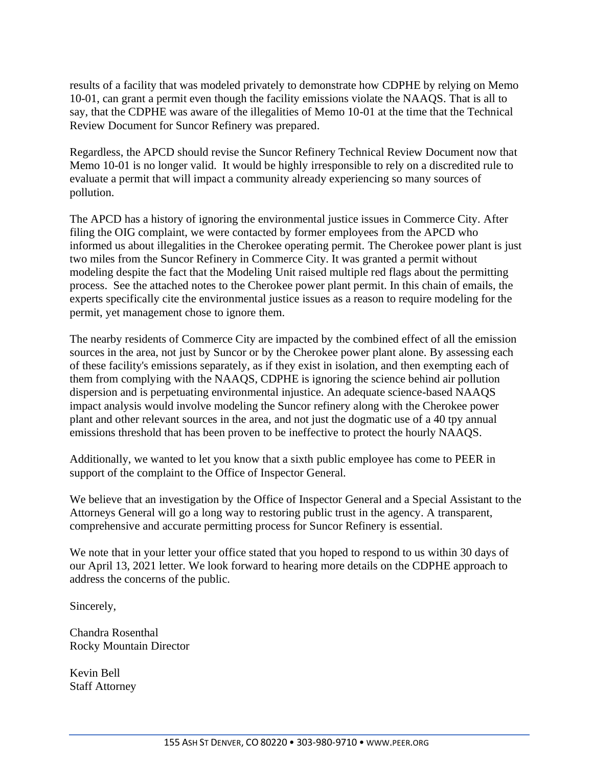results of a facility that was modeled privately to demonstrate how CDPHE by relying on Memo 10-01, can grant a permit even though the facility emissions violate the NAAQS. That is all to say, that the CDPHE was aware of the illegalities of Memo 10-01 at the time that the Technical Review Document for Suncor Refinery was prepared.

Regardless, the APCD should revise the Suncor Refinery Technical Review Document now that Memo 10-01 is no longer valid. It would be highly irresponsible to rely on a discredited rule to evaluate a permit that will impact a community already experiencing so many sources of pollution.

The APCD has a history of ignoring the environmental justice issues in Commerce City. After filing the OIG complaint, we were contacted by former employees from the APCD who informed us about illegalities in the Cherokee operating permit. The Cherokee power plant is just two miles from the Suncor Refinery in Commerce City. It was granted a permit without modeling despite the fact that the Modeling Unit raised multiple red flags about the permitting process. See the attached notes to the Cherokee power plant permit. In this chain of emails, the experts specifically cite the environmental justice issues as a reason to require modeling for the permit, yet management chose to ignore them.

The nearby residents of Commerce City are impacted by the combined effect of all the emission sources in the area, not just by Suncor or by the Cherokee power plant alone. By assessing each of these facility's emissions separately, as if they exist in isolation, and then exempting each of them from complying with the NAAQS, CDPHE is ignoring the science behind air pollution dispersion and is perpetuating environmental injustice. An adequate science-based NAAQS impact analysis would involve modeling the Suncor refinery along with the Cherokee power plant and other relevant sources in the area, and not just the dogmatic use of a 40 tpy annual emissions threshold that has been proven to be ineffective to protect the hourly NAAQS.

Additionally, we wanted to let you know that a sixth public employee has come to PEER in support of the complaint to the Office of Inspector General.

We believe that an investigation by the Office of Inspector General and a Special Assistant to the Attorneys General will go a long way to restoring public trust in the agency. A transparent, comprehensive and accurate permitting process for Suncor Refinery is essential.

We note that in your letter your office stated that you hoped to respond to us within 30 days of our April 13, 2021 letter. We look forward to hearing more details on the CDPHE approach to address the concerns of the public.

Sincerely,

Chandra Rosenthal
Rocky Mountain Director

Kevin Bell
Staff Attorney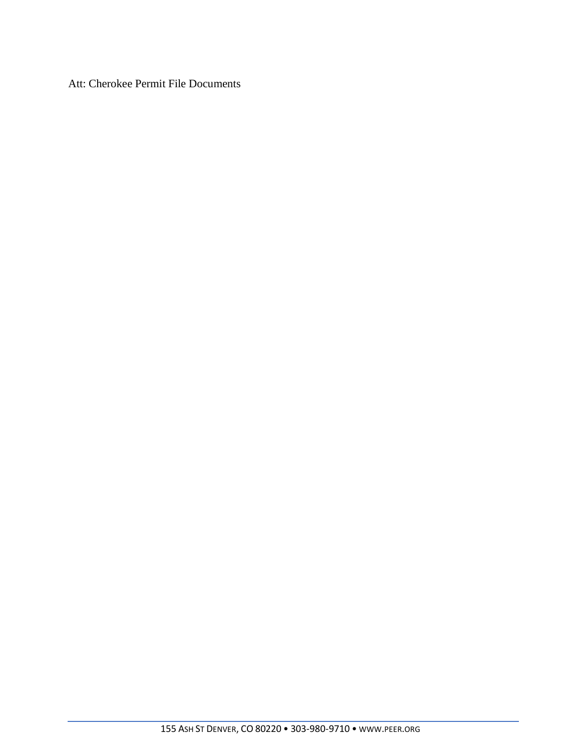Att: Cherokee Permit File Documents